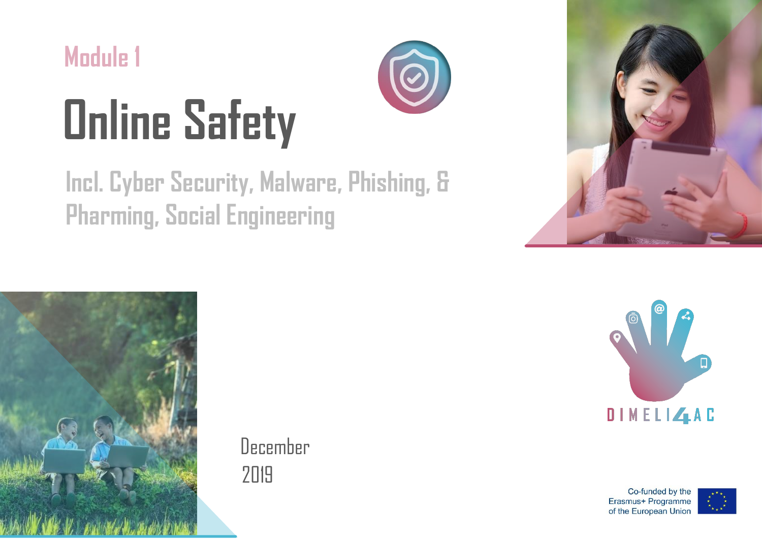Module 1

# Online Safety

## Incl. Cyber Security, Malware, Phishing, & Pharming, Social Engineering

December
2019

DIMELI4AC

Co-funded by the Erasmus+ Programme of the European Union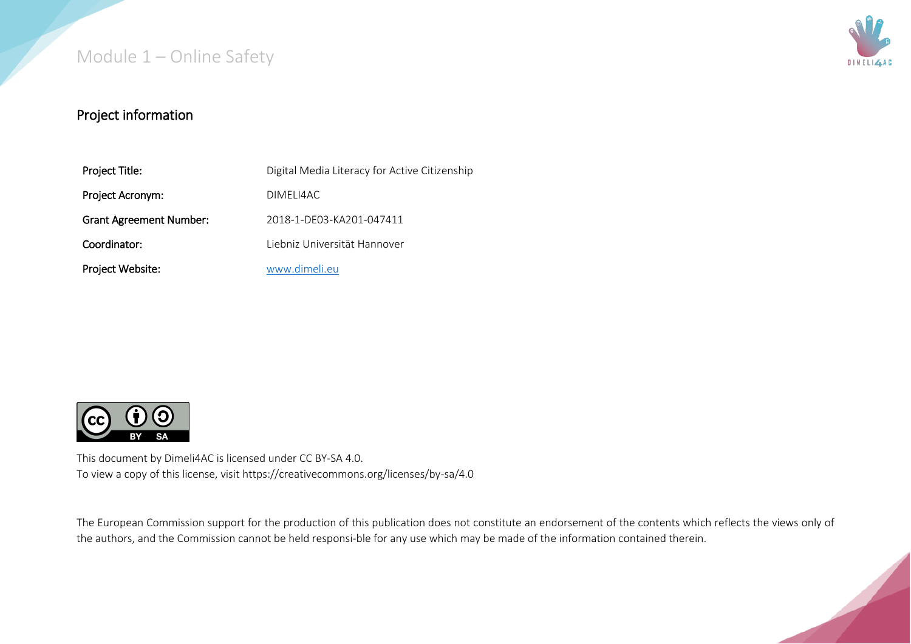## Project information

| Project Title: | Digital Media Literacy for Active Citizenship |
|---|---|
| Project Acronym: | DIMELI4AC |
| Grant Agreement Number: | 2018-1-DE03-KA201-047411 |
| Coordinator: | Liebniz Universität Hannover |
| Project Website: | [www.dimeli.eu](http://www.dimeli.eu) |

This document by Dimeli4AC is licensed under CC BY-SA 4.0.
To view a copy of this license, visit https://creativecommons.org/licenses/by-sa/4.0

The European Commission support for the production of this publication does not constitute an endorsement of the contents which reflects the views only of the authors, and the Commission cannot be held responsi-ble for any use which may be made of the information contained therein.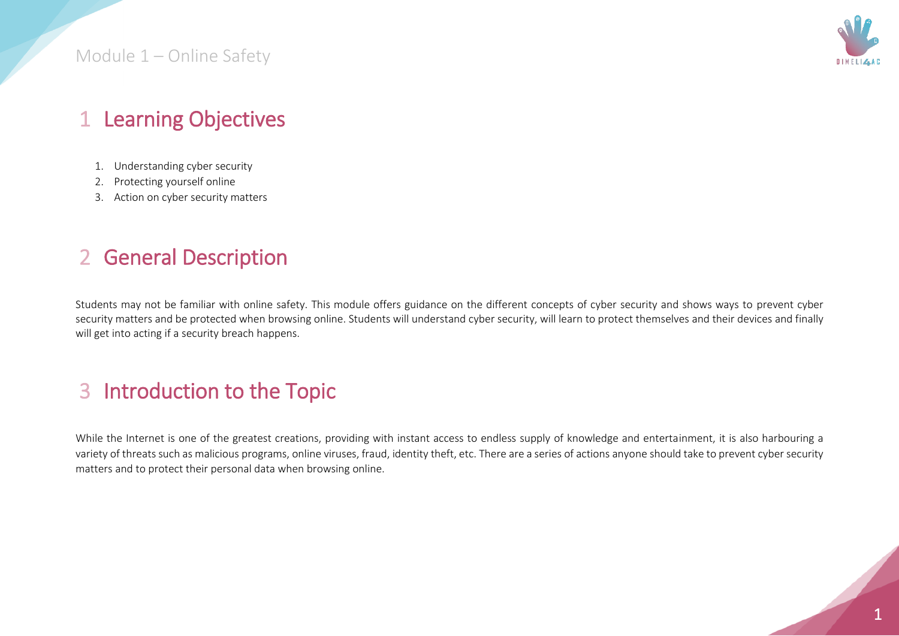# 1 Learning Objectives

1. Understanding cyber security
2. Protecting yourself online
3. Action on cyber security matters

# 2 General Description

Students may not be familiar with online safety. This module offers guidance on the different concepts of cyber security and shows ways to prevent cyber security matters and be protected when browsing online. Students will understand cyber security, will learn to protect themselves and their devices and finally will get into acting if a security breach happens.

# 3 Introduction to the Topic

While the Internet is one of the greatest creations, providing with instant access to endless supply of knowledge and entertainment, it is also harbouring a variety of threats such as malicious programs, online viruses, fraud, identity theft, etc. There are a series of actions anyone should take to prevent cyber security matters and to protect their personal data when browsing online.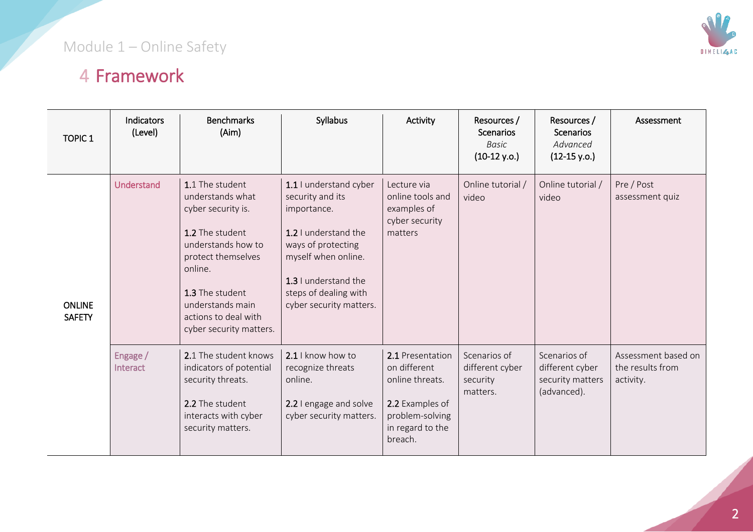# 4 Framework

| TOPIC 1 | Indicators (Level) | Benchmarks (Aim) | Syllabus | Activity | Resources / Scenarios *Basic* (10-12 y.o.) | Resources / Scenarios *Advanced* (12-15 y.o.) | Assessment |
|---|---|---|---|---|---|---|---|
| ONLINE SAFETY | Understand | 1.1 The student understands what cyber security is.<br><br>1.2 The student understands how to protect themselves online.<br><br>1.3 The student understands main actions to deal with cyber security matters. | 1.1 I understand cyber security and its importance.<br><br>1.2 I understand the ways of protecting myself when online.<br><br>1.3 I understand the steps of dealing with cyber security matters. | Lecture via online tools and examples of cyber security matters | Online tutorial / video | Online tutorial / video | Pre / Post assessment quiz |
| | Engage / Interact | 2.1 The student knows indicators of potential security threats.<br><br>2.2 The student interacts with cyber security matters. | 2.1 I know how to recognize threats online.<br><br>2.2 I engage and solve cyber security matters. | 2.1 Presentation on different online threats.<br><br>2.2 Examples of problem-solving in regard to the breach. | Scenarios of different cyber security matters. | Scenarios of different cyber security matters (advanced). | Assessment based on the results from activity. |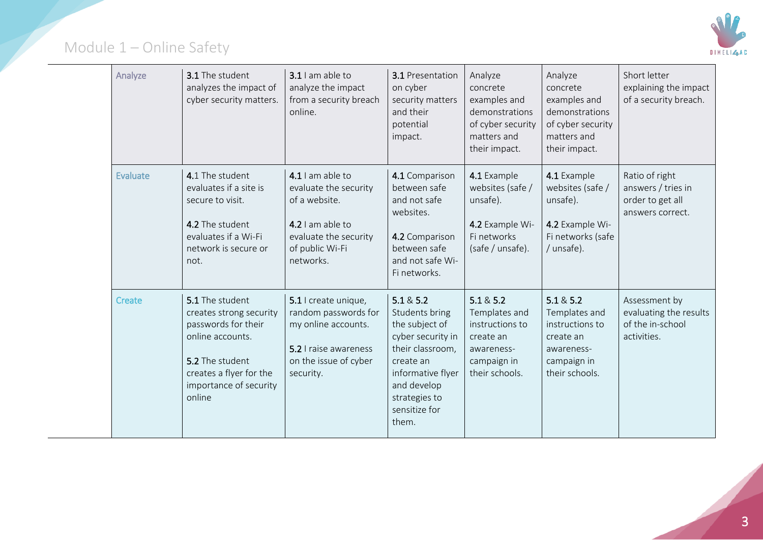| | | | | | | |
|---|---|---|---|---|---|---|
| Analyze | **3.1** The student analyzes the impact of cyber security matters. | **3.1** I am able to analyze the impact from a security breach online. | **3.1** Presentation on cyber security matters and their potential impact. | Analyze concrete examples and demonstrations of cyber security matters and their impact. | Analyze concrete examples and demonstrations of cyber security matters and their impact. | Short letter explaining the impact of a security breach. |
| Evaluate | **4.1** The student evaluates if a site is secure to visit.<br><br>**4.2** The student evaluates if a Wi-Fi network is secure or not. | **4.1** I am able to evaluate the security of a website.<br><br>**4.2** I am able to evaluate the security of public Wi-Fi networks. | **4.1** Comparison between safe and not safe websites.<br><br>**4.2** Comparison between safe and not safe Wi-Fi networks. | **4.1** Example websites (safe / unsafe).<br><br>**4.2** Example Wi-Fi networks (safe / unsafe). | **4.1** Example websites (safe / unsafe).<br><br>**4.2** Example Wi-Fi networks (safe / unsafe). | Ratio of right answers / tries in order to get all answers correct. |
| Create | **5.1** The student creates strong security passwords for their online accounts.<br><br>**5.2** The student creates a flyer for the importance of security online | **5.1** I create unique, random passwords for my online accounts.<br><br>**5.2** I raise awareness on the issue of cyber security. | **5.1** & **5.2** Students bring the subject of cyber security in their classroom, create an informative flyer and develop strategies to sensitize for them. | **5.1** & **5.2** Templates and instructions to create an awareness-campaign in their schools. | **5.1** & **5.2** Templates and instructions to create an awareness-campaign in their schools. | Assessment by evaluating the results of the in-school activities. |